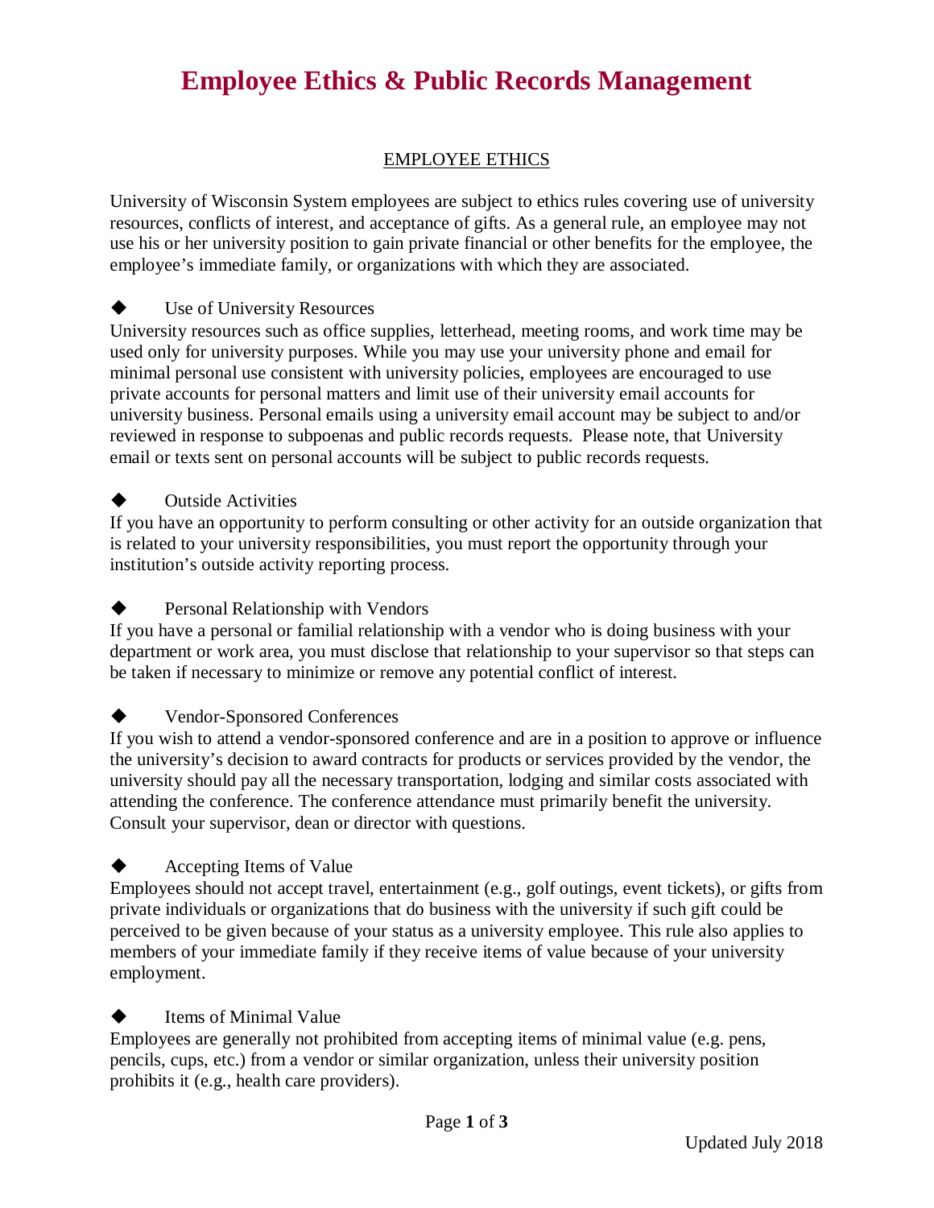# Employee Ethics & Public Records Management

## EMPLOYEE ETHICS

University of Wisconsin System employees are subject to ethics rules covering use of university resources, conflicts of interest, and acceptance of gifts. As a general rule, an employee may not use his or her university position to gain private financial or other benefits for the employee, the employee's immediate family, or organizations with which they are associated.

### ◆ Use of University Resources

University resources such as office supplies, letterhead, meeting rooms, and work time may be used only for university purposes. While you may use your university phone and email for minimal personal use consistent with university policies, employees are encouraged to use private accounts for personal matters and limit use of their university email accounts for university business. Personal emails using a university email account may be subject to and/or reviewed in response to subpoenas and public records requests. Please note, that University email or texts sent on personal accounts will be subject to public records requests.

### ◆ Outside Activities

If you have an opportunity to perform consulting or other activity for an outside organization that is related to your university responsibilities, you must report the opportunity through your institution's outside activity reporting process.

### ◆ Personal Relationship with Vendors

If you have a personal or familial relationship with a vendor who is doing business with your department or work area, you must disclose that relationship to your supervisor so that steps can be taken if necessary to minimize or remove any potential conflict of interest.

### ◆ Vendor-Sponsored Conferences

If you wish to attend a vendor-sponsored conference and are in a position to approve or influence the university's decision to award contracts for products or services provided by the vendor, the university should pay all the necessary transportation, lodging and similar costs associated with attending the conference. The conference attendance must primarily benefit the university. Consult your supervisor, dean or director with questions.

### ◆ Accepting Items of Value

Employees should not accept travel, entertainment (e.g., golf outings, event tickets), or gifts from private individuals or organizations that do business with the university if such gift could be perceived to be given because of your status as a university employee. This rule also applies to members of your immediate family if they receive items of value because of your university employment.

### ◆ Items of Minimal Value

Employees are generally not prohibited from accepting items of minimal value (e.g. pens, pencils, cups, etc.) from a vendor or similar organization, unless their university position prohibits it (e.g., health care providers).

Updated July 2018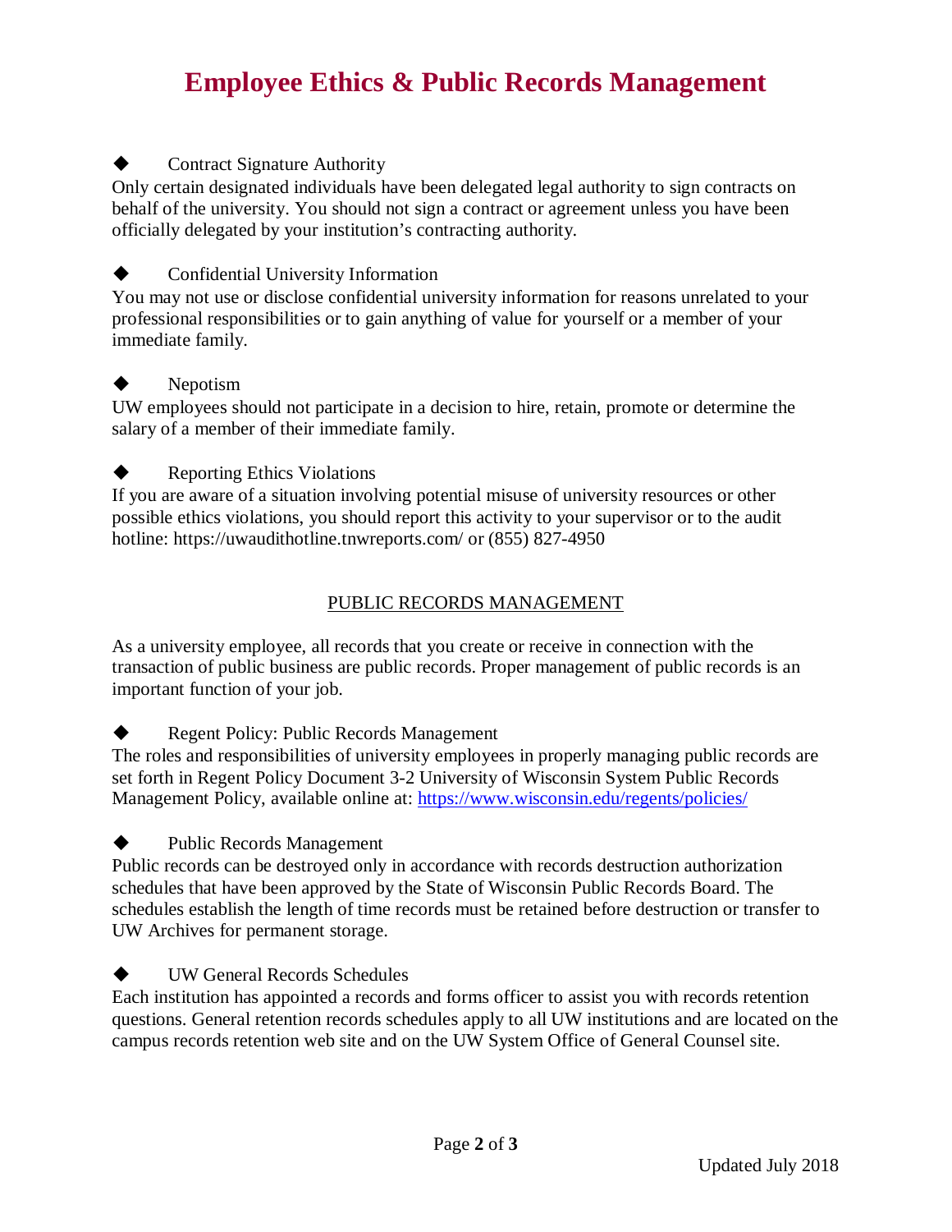# Employee Ethics & Public Records Management

◆ Contract Signature Authority

Only certain designated individuals have been delegated legal authority to sign contracts on behalf of the university. You should not sign a contract or agreement unless you have been officially delegated by your institution's contracting authority.

◆ Confidential University Information

You may not use or disclose confidential university information for reasons unrelated to your professional responsibilities or to gain anything of value for yourself or a member of your immediate family.

◆ Nepotism

UW employees should not participate in a decision to hire, retain, promote or determine the salary of a member of their immediate family.

◆ Reporting Ethics Violations

If you are aware of a situation involving potential misuse of university resources or other possible ethics violations, you should report this activity to your supervisor or to the audit hotline: https://uwaudithotline.tnwreports.com/ or (855) 827-4950

## PUBLIC RECORDS MANAGEMENT

As a university employee, all records that you create or receive in connection with the transaction of public business are public records. Proper management of public records is an important function of your job.

◆ Regent Policy: Public Records Management

The roles and responsibilities of university employees in properly managing public records are set forth in Regent Policy Document 3-2 University of Wisconsin System Public Records Management Policy, available online at: https://www.wisconsin.edu/regents/policies/

◆ Public Records Management

Public records can be destroyed only in accordance with records destruction authorization schedules that have been approved by the State of Wisconsin Public Records Board. The schedules establish the length of time records must be retained before destruction or transfer to UW Archives for permanent storage.

◆ UW General Records Schedules

Each institution has appointed a records and forms officer to assist you with records retention questions. General retention records schedules apply to all UW institutions and are located on the campus records retention web site and on the UW System Office of General Counsel site.

Updated July 2018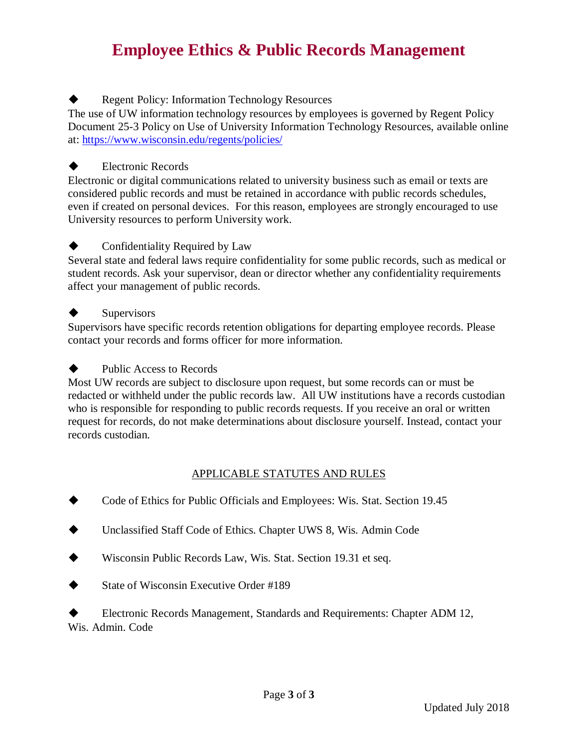# Employee Ethics & Public Records Management

◆ Regent Policy: Information Technology Resources

The use of UW information technology resources by employees is governed by Regent Policy Document 25-3 Policy on Use of University Information Technology Resources, available online at: https://www.wisconsin.edu/regents/policies/

◆ Electronic Records

Electronic or digital communications related to university business such as email or texts are considered public records and must be retained in accordance with public records schedules, even if created on personal devices. For this reason, employees are strongly encouraged to use University resources to perform University work.

◆ Confidentiality Required by Law

Several state and federal laws require confidentiality for some public records, such as medical or student records. Ask your supervisor, dean or director whether any confidentiality requirements affect your management of public records.

◆ Supervisors

Supervisors have specific records retention obligations for departing employee records. Please contact your records and forms officer for more information.

◆ Public Access to Records

Most UW records are subject to disclosure upon request, but some records can or must be redacted or withheld under the public records law. All UW institutions have a records custodian who is responsible for responding to public records requests. If you receive an oral or written request for records, do not make determinations about disclosure yourself. Instead, contact your records custodian.

## APPLICABLE STATUTES AND RULES

- ◆ Code of Ethics for Public Officials and Employees: Wis. Stat. Section 19.45
- ◆ Unclassified Staff Code of Ethics. Chapter UWS 8, Wis. Admin Code
- ◆ Wisconsin Public Records Law, Wis. Stat. Section 19.31 et seq.
- ◆ State of Wisconsin Executive Order #189
- ◆ Electronic Records Management, Standards and Requirements: Chapter ADM 12, Wis. Admin. Code

Updated July 2018